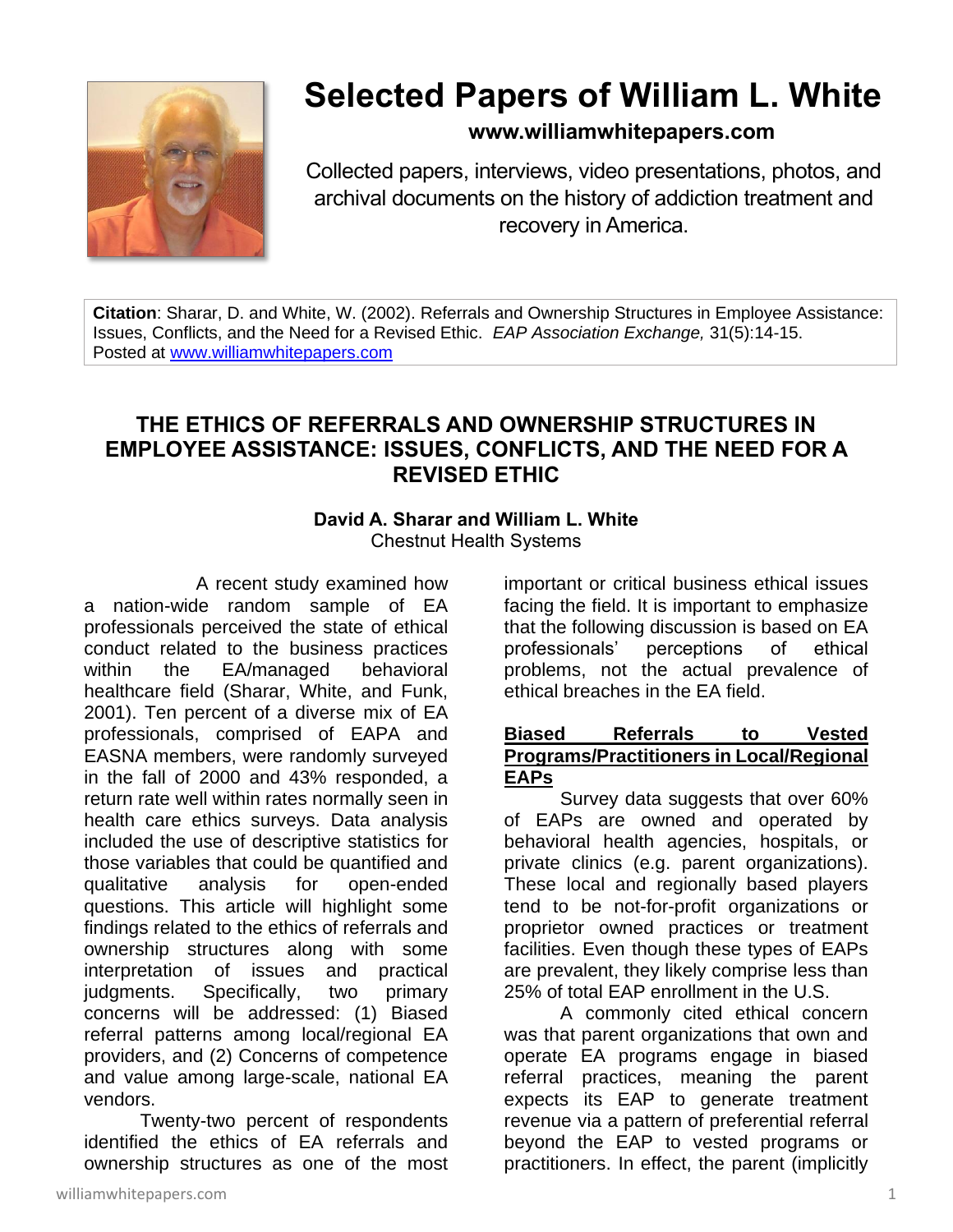# Selected Papers of William L. White

**www.williamwhitepapers.com**

Collected papers, interviews, video presentations, photos, and archival documents on the history of addiction treatment and recovery in America.

**Citation**: Sharar, D. and White, W. (2002). Referrals and Ownership Structures in Employee Assistance: Issues, Conflicts, and the Need for a Revised Ethic. *EAP Association Exchange,* 31(5):14-15.
Posted at [www.williamwhitepapers.com](www.williamwhitepapers.com)

## THE ETHICS OF REFERRALS AND OWNERSHIP STRUCTURES IN EMPLOYEE ASSISTANCE: ISSUES, CONFLICTS, AND THE NEED FOR A REVISED ETHIC

**David A. Sharar and William L. White**
Chestnut Health Systems

A recent study examined how a nation-wide random sample of EA professionals perceived the state of ethical conduct related to the business practices within the EA/managed behavioral healthcare field (Sharar, White, and Funk, 2001). Ten percent of a diverse mix of EA professionals, comprised of EAPA and EASNA members, were randomly surveyed in the fall of 2000 and 43% responded, a return rate well within rates normally seen in health care ethics surveys. Data analysis included the use of descriptive statistics for those variables that could be quantified and qualitative analysis for open-ended questions. This article will highlight some findings related to the ethics of referrals and ownership structures along with some interpretation of issues and practical judgments. Specifically, two primary concerns will be addressed: (1) Biased referral patterns among local/regional EA providers, and (2) Concerns of competence and value among large-scale, national EA vendors.

Twenty-two percent of respondents identified the ethics of EA referrals and ownership structures as one of the most important or critical business ethical issues facing the field. It is important to emphasize that the following discussion is based on EA professionals' perceptions of ethical problems, not the actual prevalence of ethical breaches in the EA field.

**<u>Biased Referrals to Vested Programs/Practitioners in Local/Regional EAPs</u>**

Survey data suggests that over 60% of EAPs are owned and operated by behavioral health agencies, hospitals, or private clinics (e.g. parent organizations). These local and regionally based players tend to be not-for-profit organizations or proprietor owned practices or treatment facilities. Even though these types of EAPs are prevalent, they likely comprise less than 25% of total EAP enrollment in the U.S.

A commonly cited ethical concern was that parent organizations that own and operate EA programs engage in biased referral practices, meaning the parent expects its EAP to generate treatment revenue via a pattern of preferential referral beyond the EAP to vested programs or practitioners. In effect, the parent (implicitly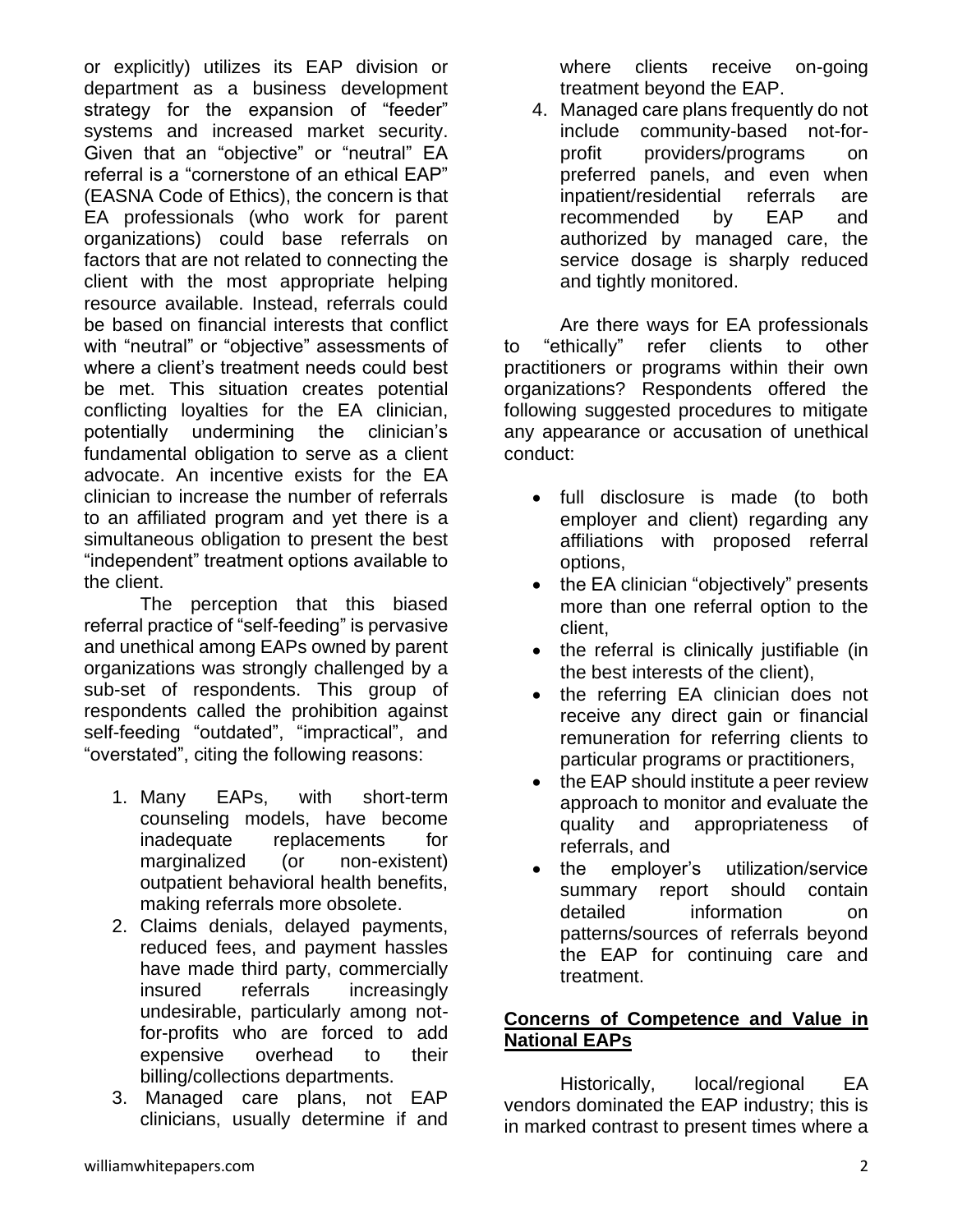or explicitly) utilizes its EAP division or department as a business development strategy for the expansion of "feeder" systems and increased market security. Given that an "objective" or "neutral" EA referral is a "cornerstone of an ethical EAP" (EASNA Code of Ethics), the concern is that EA professionals (who work for parent organizations) could base referrals on factors that are not related to connecting the client with the most appropriate helping resource available. Instead, referrals could be based on financial interests that conflict with "neutral" or "objective" assessments of where a client's treatment needs could best be met. This situation creates potential conflicting loyalties for the EA clinician, potentially undermining the clinician's fundamental obligation to serve as a client advocate. An incentive exists for the EA clinician to increase the number of referrals to an affiliated program and yet there is a simultaneous obligation to present the best "independent" treatment options available to the client.

The perception that this biased referral practice of "self-feeding" is pervasive and unethical among EAPs owned by parent organizations was strongly challenged by a sub-set of respondents. This group of respondents called the prohibition against self-feeding "outdated", "impractical", and "overstated", citing the following reasons:

1. Many EAPs, with short-term counseling models, have become inadequate replacements for marginalized (or non-existent) outpatient behavioral health benefits, making referrals more obsolete.
2. Claims denials, delayed payments, reduced fees, and payment hassles have made third party, commercially insured referrals increasingly undesirable, particularly among not-for-profits who are forced to add expensive overhead to their billing/collections departments.
3. Managed care plans, not EAP clinicians, usually determine if and where clients receive on-going treatment beyond the EAP.
4. Managed care plans frequently do not include community-based not-for-profit providers/programs on preferred panels, and even when inpatient/residential referrals are recommended by EAP and authorized by managed care, the service dosage is sharply reduced and tightly monitored.

Are there ways for EA professionals to "ethically" refer clients to other practitioners or programs within their own organizations? Respondents offered the following suggested procedures to mitigate any appearance or accusation of unethical conduct:

- full disclosure is made (to both employer and client) regarding any affiliations with proposed referral options,
- the EA clinician "objectively" presents more than one referral option to the client,
- the referral is clinically justifiable (in the best interests of the client),
- the referring EA clinician does not receive any direct gain or financial remuneration for referring clients to particular programs or practitioners,
- the EAP should institute a peer review approach to monitor and evaluate the quality and appropriateness of referrals, and
- the employer's utilization/service summary report should contain detailed information on patterns/sources of referrals beyond the EAP for continuing care and treatment.

## Concerns of Competence and Value in National EAPs

Historically, local/regional EA vendors dominated the EAP industry; this is in marked contrast to present times where a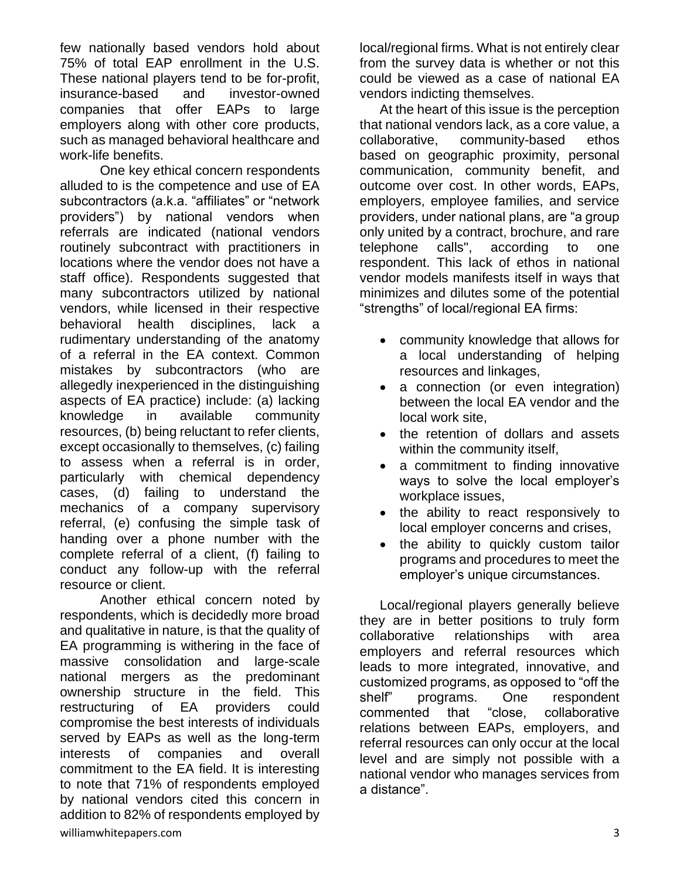few nationally based vendors hold about 75% of total EAP enrollment in the U.S. These national players tend to be for-profit, insurance-based and investor-owned companies that offer EAPs to large employers along with other core products, such as managed behavioral healthcare and work-life benefits.

One key ethical concern respondents alluded to is the competence and use of EA subcontractors (a.k.a. "affiliates" or "network providers") by national vendors when referrals are indicated (national vendors routinely subcontract with practitioners in locations where the vendor does not have a staff office). Respondents suggested that many subcontractors utilized by national vendors, while licensed in their respective behavioral health disciplines, lack a rudimentary understanding of the anatomy of a referral in the EA context. Common mistakes by subcontractors (who are allegedly inexperienced in the distinguishing aspects of EA practice) include: (a) lacking knowledge in available community resources, (b) being reluctant to refer clients, except occasionally to themselves, (c) failing to assess when a referral is in order, particularly with chemical dependency cases, (d) failing to understand the mechanics of a company supervisory referral, (e) confusing the simple task of handing over a phone number with the complete referral of a client, (f) failing to conduct any follow-up with the referral resource or client.

Another ethical concern noted by respondents, which is decidedly more broad and qualitative in nature, is that the quality of EA programming is withering in the face of massive consolidation and large-scale national mergers as the predominant ownership structure in the field. This restructuring of EA providers could compromise the best interests of individuals served by EAPs as well as the long-term interests of companies and overall commitment to the EA field. It is interesting to note that 71% of respondents employed by national vendors cited this concern in addition to 82% of respondents employed by local/regional firms. What is not entirely clear from the survey data is whether or not this could be viewed as a case of national EA vendors indicting themselves.

At the heart of this issue is the perception that national vendors lack, as a core value, a collaborative, community-based ethos based on geographic proximity, personal communication, community benefit, and outcome over cost. In other words, EAPs, employers, employee families, and service providers, under national plans, are "a group only united by a contract, brochure, and rare telephone calls", according to one respondent. This lack of ethos in national vendor models manifests itself in ways that minimizes and dilutes some of the potential "strengths" of local/regional EA firms:

- community knowledge that allows for a local understanding of helping resources and linkages,
- a connection (or even integration) between the local EA vendor and the local work site,
- the retention of dollars and assets within the community itself,
- a commitment to finding innovative ways to solve the local employer's workplace issues,
- the ability to react responsively to local employer concerns and crises,
- the ability to quickly custom tailor programs and procedures to meet the employer's unique circumstances.

Local/regional players generally believe they are in better positions to truly form collaborative relationships with area employers and referral resources which leads to more integrated, innovative, and customized programs, as opposed to "off the shelf" programs. One respondent commented that "close, collaborative relations between EAPs, employers, and referral resources can only occur at the local level and are simply not possible with a national vendor who manages services from a distance".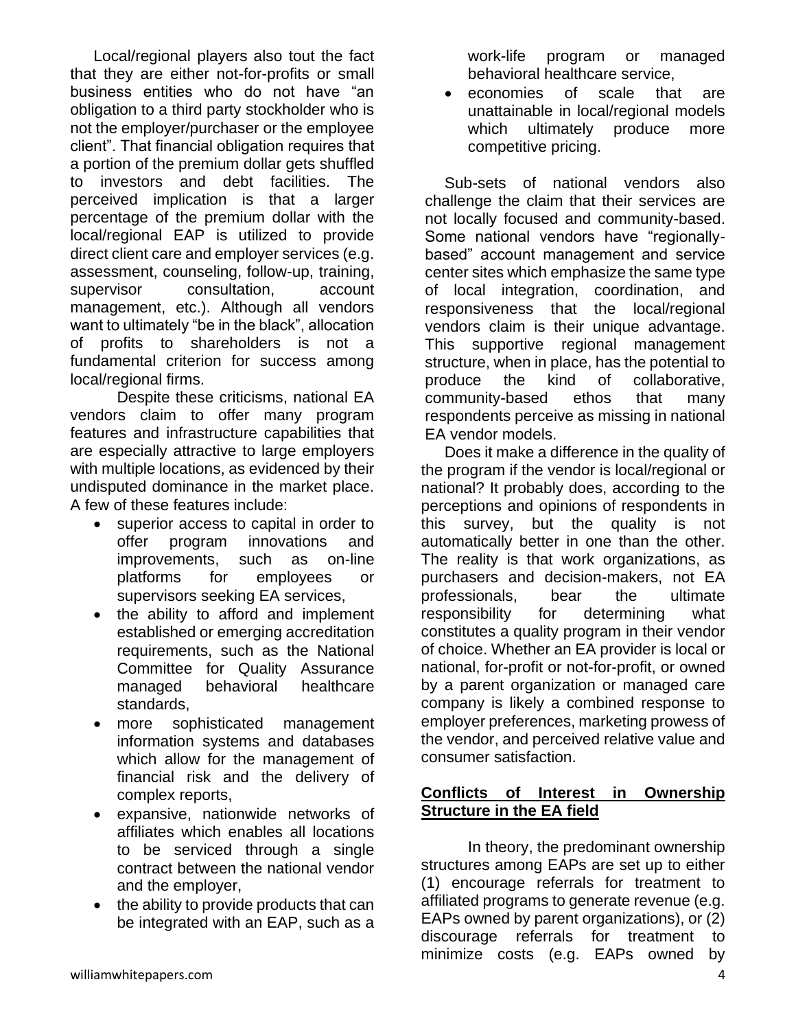Local/regional players also tout the fact that they are either not-for-profits or small business entities who do not have "an obligation to a third party stockholder who is not the employer/purchaser or the employee client". That financial obligation requires that a portion of the premium dollar gets shuffled to investors and debt facilities. The perceived implication is that a larger percentage of the premium dollar with the local/regional EAP is utilized to provide direct client care and employer services (e.g. assessment, counseling, follow-up, training, supervisor consultation, account management, etc.). Although all vendors want to ultimately "be in the black", allocation of profits to shareholders is not a fundamental criterion for success among local/regional firms.

Despite these criticisms, national EA vendors claim to offer many program features and infrastructure capabilities that are especially attractive to large employers with multiple locations, as evidenced by their undisputed dominance in the market place. A few of these features include:

- superior access to capital in order to offer program innovations and improvements, such as on-line platforms for employees or supervisors seeking EA services,
- the ability to afford and implement established or emerging accreditation requirements, such as the National Committee for Quality Assurance managed behavioral healthcare standards,
- more sophisticated management information systems and databases which allow for the management of financial risk and the delivery of complex reports,
- expansive, nationwide networks of affiliates which enables all locations to be serviced through a single contract between the national vendor and the employer,
- the ability to provide products that can be integrated with an EAP, such as a work-life program or managed behavioral healthcare service,
- economies of scale that are unattainable in local/regional models which ultimately produce more competitive pricing.

Sub-sets of national vendors also challenge the claim that their services are not locally focused and community-based. Some national vendors have "regionally-based" account management and service center sites which emphasize the same type of local integration, coordination, and responsiveness that the local/regional vendors claim is their unique advantage. This supportive regional management structure, when in place, has the potential to produce the kind of collaborative, community-based ethos that many respondents perceive as missing in national EA vendor models.

Does it make a difference in the quality of the program if the vendor is local/regional or national? It probably does, according to the perceptions and opinions of respondents in this survey, but the quality is not automatically better in one than the other. The reality is that work organizations, as purchasers and decision-makers, not EA professionals, bear the ultimate responsibility for determining what constitutes a quality program in their vendor of choice. Whether an EA provider is local or national, for-profit or not-for-profit, or owned by a parent organization or managed care company is likely a combined response to employer preferences, marketing prowess of the vendor, and perceived relative value and consumer satisfaction.

## Conflicts of Interest in Ownership Structure in the EA field

In theory, the predominant ownership structures among EAPs are set up to either (1) encourage referrals for treatment to affiliated programs to generate revenue (e.g. EAPs owned by parent organizations), or (2) discourage referrals for treatment to minimize costs (e.g. EAPs owned by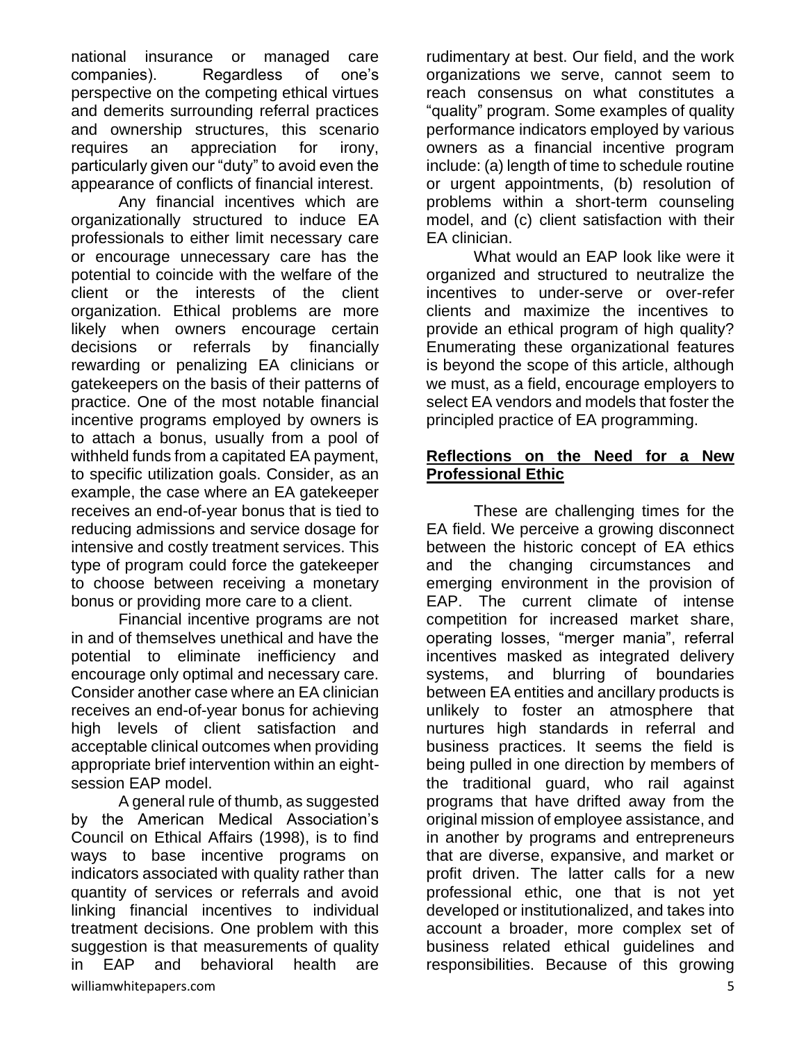national insurance or managed care companies). Regardless of one's perspective on the competing ethical virtues and demerits surrounding referral practices and ownership structures, this scenario requires an appreciation for irony, particularly given our "duty" to avoid even the appearance of conflicts of financial interest.

Any financial incentives which are organizationally structured to induce EA professionals to either limit necessary care or encourage unnecessary care has the potential to coincide with the welfare of the client or the interests of the client organization. Ethical problems are more likely when owners encourage certain decisions or referrals by financially rewarding or penalizing EA clinicians or gatekeepers on the basis of their patterns of practice. One of the most notable financial incentive programs employed by owners is to attach a bonus, usually from a pool of withheld funds from a capitated EA payment, to specific utilization goals. Consider, as an example, the case where an EA gatekeeper receives an end-of-year bonus that is tied to reducing admissions and service dosage for intensive and costly treatment services. This type of program could force the gatekeeper to choose between receiving a monetary bonus or providing more care to a client.

Financial incentive programs are not in and of themselves unethical and have the potential to eliminate inefficiency and encourage only optimal and necessary care. Consider another case where an EA clinician receives an end-of-year bonus for achieving high levels of client satisfaction and acceptable clinical outcomes when providing appropriate brief intervention within an eight-session EAP model.

A general rule of thumb, as suggested by the American Medical Association's Council on Ethical Affairs (1998), is to find ways to base incentive programs on indicators associated with quality rather than quantity of services or referrals and avoid linking financial incentives to individual treatment decisions. One problem with this suggestion is that measurements of quality in EAP and behavioral health are rudimentary at best. Our field, and the work organizations we serve, cannot seem to reach consensus on what constitutes a "quality" program. Some examples of quality performance indicators employed by various owners as a financial incentive program include: (a) length of time to schedule routine or urgent appointments, (b) resolution of problems within a short-term counseling model, and (c) client satisfaction with their EA clinician.

What would an EAP look like were it organized and structured to neutralize the incentives to under-serve or over-refer clients and maximize the incentives to provide an ethical program of high quality? Enumerating these organizational features is beyond the scope of this article, although we must, as a field, encourage employers to select EA vendors and models that foster the principled practice of EA programming.

## Reflections on the Need for a New Professional Ethic

These are challenging times for the EA field. We perceive a growing disconnect between the historic concept of EA ethics and the changing circumstances and emerging environment in the provision of EAP. The current climate of intense competition for increased market share, operating losses, "merger mania", referral incentives masked as integrated delivery systems, and blurring of boundaries between EA entities and ancillary products is unlikely to foster an atmosphere that nurtures high standards in referral and business practices. It seems the field is being pulled in one direction by members of the traditional guard, who rail against programs that have drifted away from the original mission of employee assistance, and in another by programs and entrepreneurs that are diverse, expansive, and market or profit driven. The latter calls for a new professional ethic, one that is not yet developed or institutionalized, and takes into account a broader, more complex set of business related ethical guidelines and responsibilities. Because of this growing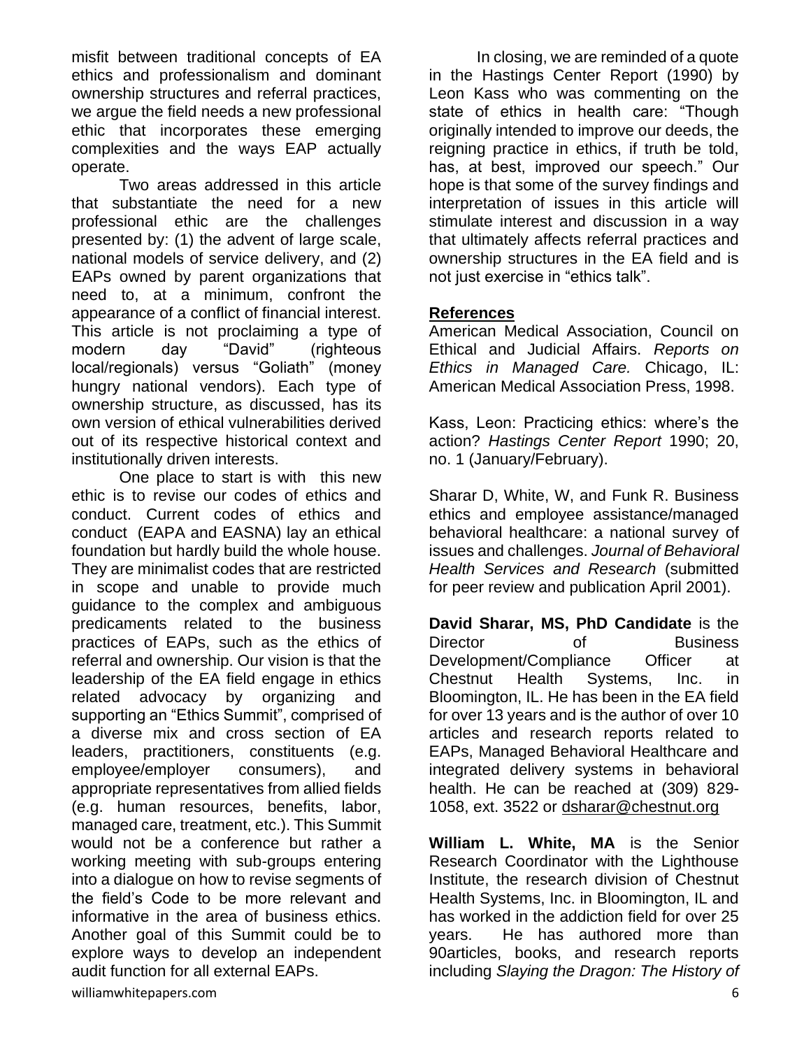misfit between traditional concepts of EA ethics and professionalism and dominant ownership structures and referral practices, we argue the field needs a new professional ethic that incorporates these emerging complexities and the ways EAP actually operate.

Two areas addressed in this article that substantiate the need for a new professional ethic are the challenges presented by: (1) the advent of large scale, national models of service delivery, and (2) EAPs owned by parent organizations that need to, at a minimum, confront the appearance of a conflict of financial interest. This article is not proclaiming a type of modern day "David" (righteous local/regionals) versus "Goliath" (money hungry national vendors). Each type of ownership structure, as discussed, has its own version of ethical vulnerabilities derived out of its respective historical context and institutionally driven interests.

One place to start is with this new ethic is to revise our codes of ethics and conduct. Current codes of ethics and conduct (EAPA and EASNA) lay an ethical foundation but hardly build the whole house. They are minimalist codes that are restricted in scope and unable to provide much guidance to the complex and ambiguous predicaments related to the business practices of EAPs, such as the ethics of referral and ownership. Our vision is that the leadership of the EA field engage in ethics related advocacy by organizing and supporting an "Ethics Summit", comprised of a diverse mix and cross section of EA leaders, practitioners, constituents (e.g. employee/employer consumers), and appropriate representatives from allied fields (e.g. human resources, benefits, labor, managed care, treatment, etc.). This Summit would not be a conference but rather a working meeting with sub-groups entering into a dialogue on how to revise segments of the field's Code to be more relevant and informative in the area of business ethics. Another goal of this Summit could be to explore ways to develop an independent audit function for all external EAPs.

In closing, we are reminded of a quote in the Hastings Center Report (1990) by Leon Kass who was commenting on the state of ethics in health care: "Though originally intended to improve our deeds, the reigning practice in ethics, if truth be told, has, at best, improved our speech." Our hope is that some of the survey findings and interpretation of issues in this article will stimulate interest and discussion in a way that ultimately affects referral practices and ownership structures in the EA field and is not just exercise in "ethics talk".

## References

American Medical Association, Council on Ethical and Judicial Affairs. *Reports on Ethics in Managed Care.* Chicago, IL: American Medical Association Press, 1998.

Kass, Leon: Practicing ethics: where's the action? *Hastings Center Report* 1990; 20, no. 1 (January/February).

Sharar D, White, W, and Funk R. Business ethics and employee assistance/managed behavioral healthcare: a national survey of issues and challenges. *Journal of Behavioral Health Services and Research* (submitted for peer review and publication April 2001).

**David Sharar, MS, PhD Candidate** is the Director of Business Development/Compliance Officer at Chestnut Health Systems, Inc. in Bloomington, IL. He has been in the EA field for over 13 years and is the author of over 10 articles and research reports related to EAPs, Managed Behavioral Healthcare and integrated delivery systems in behavioral health. He can be reached at (309) 829-1058, ext. 3522 or dsharar@chestnut.org

**William L. White, MA** is the Senior Research Coordinator with the Lighthouse Institute, the research division of Chestnut Health Systems, Inc. in Bloomington, IL and has worked in the addiction field for over 25 years. He has authored more than 90articles, books, and research reports including *Slaying the Dragon: The History of*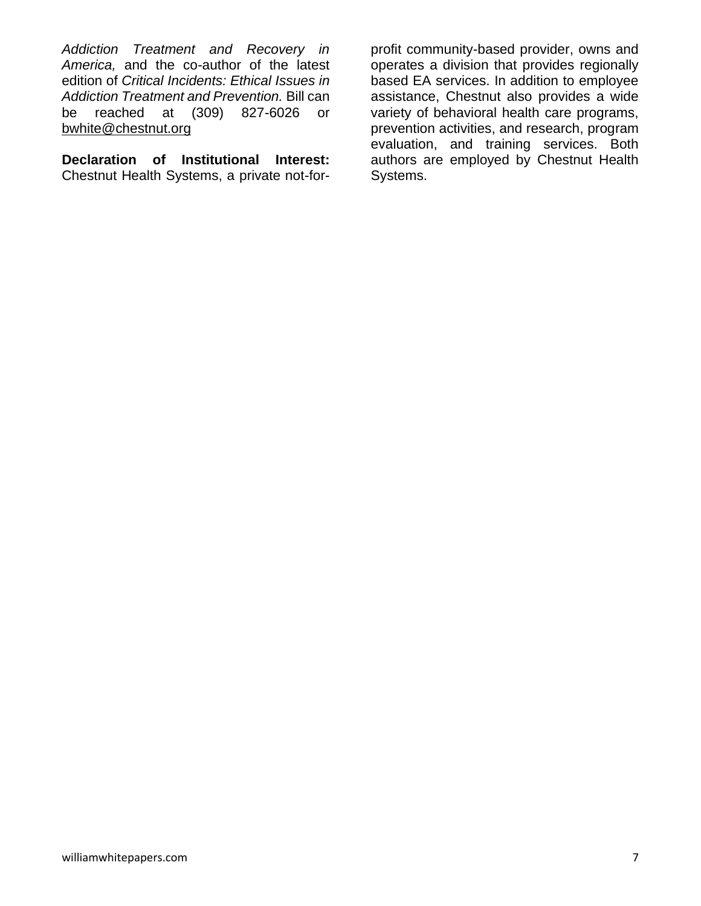*Addiction Treatment and Recovery in America,* and the co-author of the latest edition of *Critical Incidents: Ethical Issues in Addiction Treatment and Prevention.* Bill can be reached at (309) 827-6026 or bwhite@chestnut.org

**Declaration of Institutional Interest:** Chestnut Health Systems, a private not-for-profit community-based provider, owns and operates a division that provides regionally based EA services. In addition to employee assistance, Chestnut also provides a wide variety of behavioral health care programs, prevention activities, and research, program evaluation, and training services. Both authors are employed by Chestnut Health Systems.